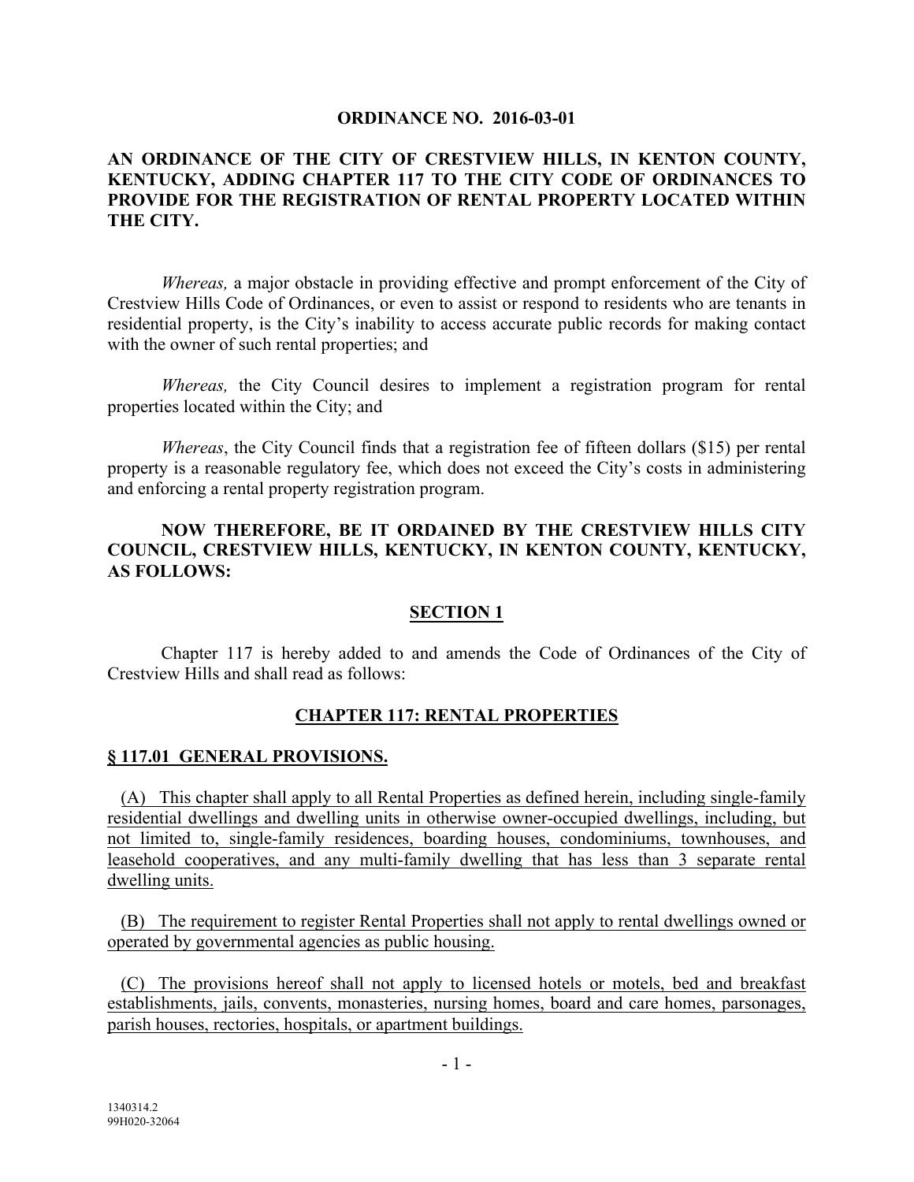**ORDINANCE NO. 2016-03-01**

**AN ORDINANCE OF THE CITY OF CRESTVIEW HILLS, IN KENTON COUNTY, KENTUCKY, ADDING CHAPTER 117 TO THE CITY CODE OF ORDINANCES TO PROVIDE FOR THE REGISTRATION OF RENTAL PROPERTY LOCATED WITHIN THE CITY.**

*Whereas,* a major obstacle in providing effective and prompt enforcement of the City of Crestview Hills Code of Ordinances, or even to assist or respond to residents who are tenants in residential property, is the City's inability to access accurate public records for making contact with the owner of such rental properties; and

*Whereas,* the City Council desires to implement a registration program for rental properties located within the City; and

*Whereas*, the City Council finds that a registration fee of fifteen dollars ($15) per rental property is a reasonable regulatory fee, which does not exceed the City's costs in administering and enforcing a rental property registration program.

**NOW THEREFORE, BE IT ORDAINED BY THE CRESTVIEW HILLS CITY COUNCIL, CRESTVIEW HILLS, KENTUCKY, IN KENTON COUNTY, KENTUCKY, AS FOLLOWS:**

**SECTION 1**

Chapter 117 is hereby added to and amends the Code of Ordinances of the City of Crestview Hills and shall read as follows:

**CHAPTER 117: RENTAL PROPERTIES**

**§ 117.01 GENERAL PROVISIONS.**

(A) This chapter shall apply to all Rental Properties as defined herein, including single-family residential dwellings and dwelling units in otherwise owner-occupied dwellings, including, but not limited to, single-family residences, boarding houses, condominiums, townhouses, and leasehold cooperatives, and any multi-family dwelling that has less than 3 separate rental dwelling units.

(B) The requirement to register Rental Properties shall not apply to rental dwellings owned or operated by governmental agencies as public housing.

(C) The provisions hereof shall not apply to licensed hotels or motels, bed and breakfast establishments, jails, convents, monasteries, nursing homes, board and care homes, parsonages, parish houses, rectories, hospitals, or apartment buildings.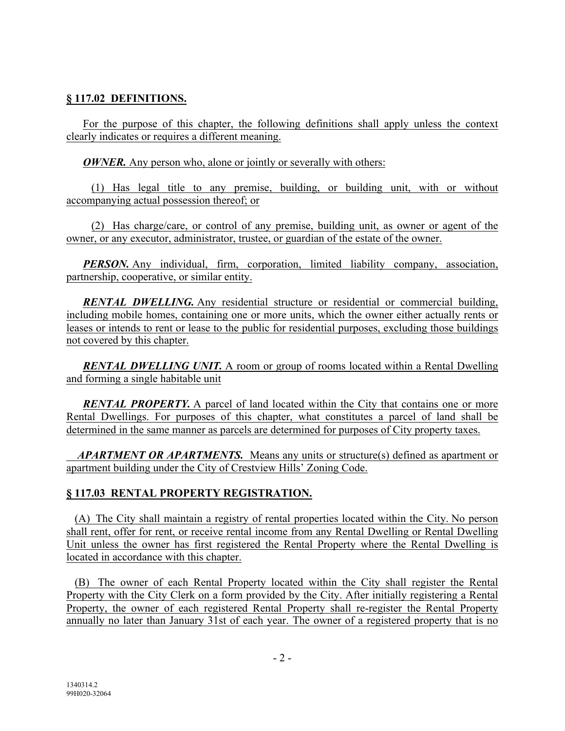## § 117.02 DEFINITIONS.

For the purpose of this chapter, the following definitions shall apply unless the context clearly indicates or requires a different meaning.

***OWNER.*** Any person who, alone or jointly or severally with others:

(1) Has legal title to any premise, building, or building unit, with or without accompanying actual possession thereof; or

(2) Has charge/care, or control of any premise, building unit, as owner or agent of the owner, or any executor, administrator, trustee, or guardian of the estate of the owner.

***PERSON.*** Any individual, firm, corporation, limited liability company, association, partnership, cooperative, or similar entity.

***RENTAL DWELLING.*** Any residential structure or residential or commercial building, including mobile homes, containing one or more units, which the owner either actually rents or leases or intends to rent or lease to the public for residential purposes, excluding those buildings not covered by this chapter.

***RENTAL DWELLING UNIT.*** A room or group of rooms located within a Rental Dwelling and forming a single habitable unit

***RENTAL PROPERTY.*** A parcel of land located within the City that contains one or more Rental Dwellings. For purposes of this chapter, what constitutes a parcel of land shall be determined in the same manner as parcels are determined for purposes of City property taxes.

***APARTMENT OR APARTMENTS.*** Means any units or structure(s) defined as apartment or apartment building under the City of Crestview Hills' Zoning Code.

## § 117.03 RENTAL PROPERTY REGISTRATION.

(A) The City shall maintain a registry of rental properties located within the City. No person shall rent, offer for rent, or receive rental income from any Rental Dwelling or Rental Dwelling Unit unless the owner has first registered the Rental Property where the Rental Dwelling is located in accordance with this chapter.

(B) The owner of each Rental Property located within the City shall register the Rental Property with the City Clerk on a form provided by the City. After initially registering a Rental Property, the owner of each registered Rental Property shall re-register the Rental Property annually no later than January 31st of each year. The owner of a registered property that is no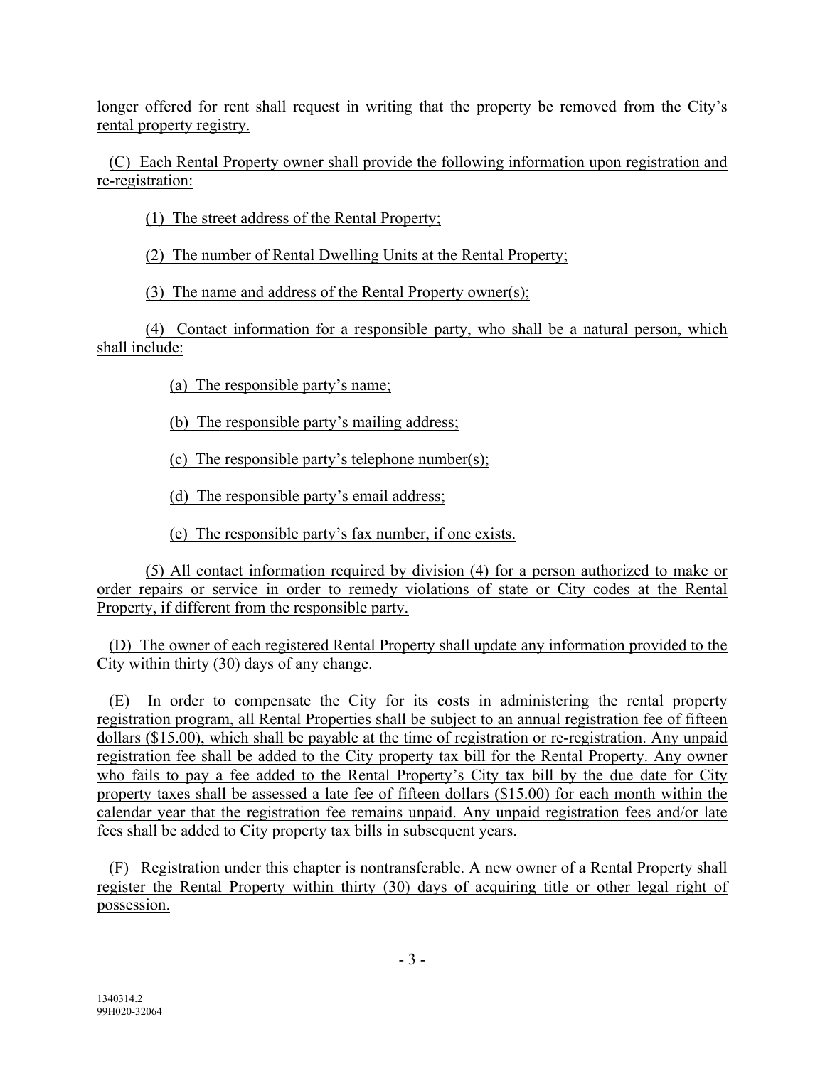longer offered for rent shall request in writing that the property be removed from the City's rental property registry.

(C) Each Rental Property owner shall provide the following information upon registration and re-registration:

(1) The street address of the Rental Property;

(2) The number of Rental Dwelling Units at the Rental Property;

(3) The name and address of the Rental Property owner(s);

(4) Contact information for a responsible party, who shall be a natural person, which shall include:

(a) The responsible party's name;

(b) The responsible party's mailing address;

(c) The responsible party's telephone number(s);

(d) The responsible party's email address;

(e) The responsible party's fax number, if one exists.

(5) All contact information required by division (4) for a person authorized to make or order repairs or service in order to remedy violations of state or City codes at the Rental Property, if different from the responsible party.

(D) The owner of each registered Rental Property shall update any information provided to the City within thirty (30) days of any change.

(E) In order to compensate the City for its costs in administering the rental property registration program, all Rental Properties shall be subject to an annual registration fee of fifteen dollars ($15.00), which shall be payable at the time of registration or re-registration. Any unpaid registration fee shall be added to the City property tax bill for the Rental Property. Any owner who fails to pay a fee added to the Rental Property's City tax bill by the due date for City property taxes shall be assessed a late fee of fifteen dollars ($15.00) for each month within the calendar year that the registration fee remains unpaid. Any unpaid registration fees and/or late fees shall be added to City property tax bills in subsequent years.

(F) Registration under this chapter is nontransferable. A new owner of a Rental Property shall register the Rental Property within thirty (30) days of acquiring title or other legal right of possession.

1340314.2
99H020-32064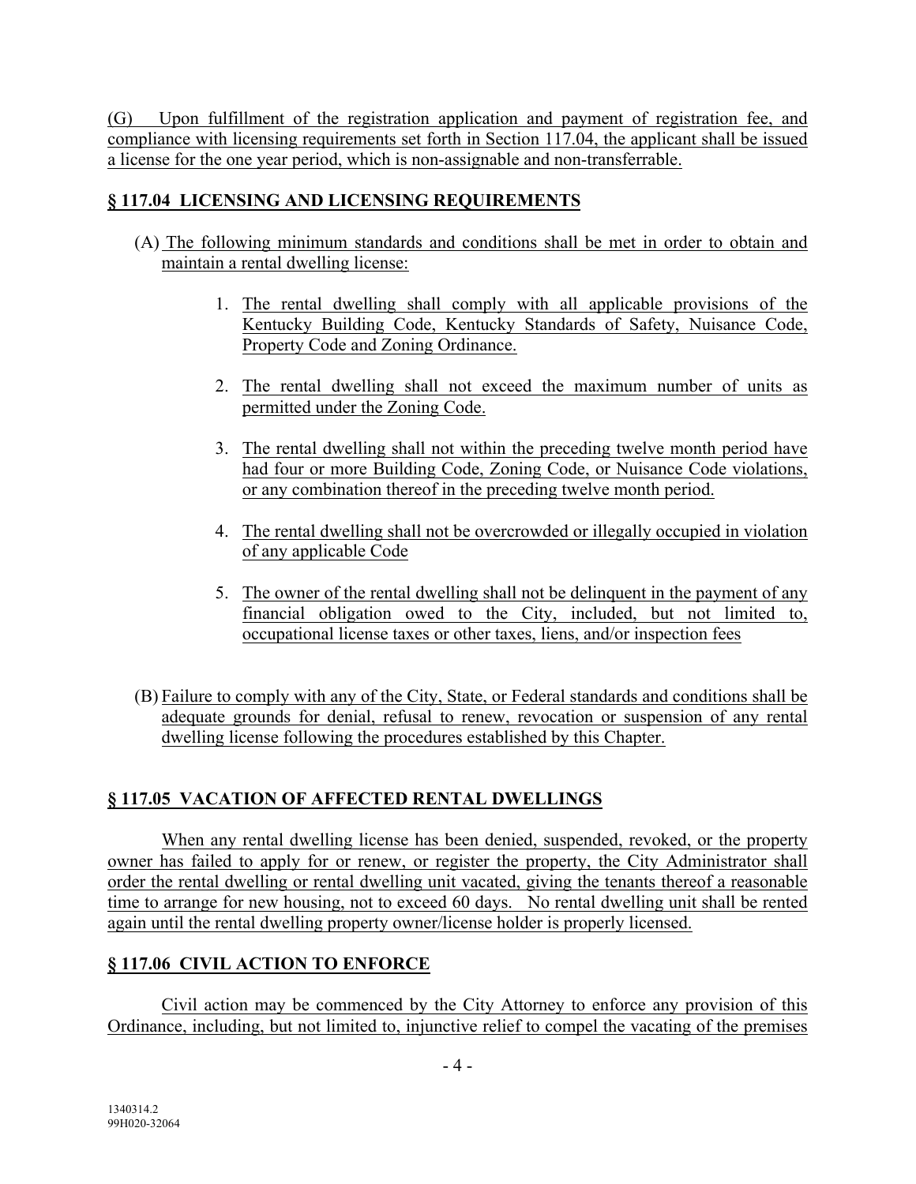(G) Upon fulfillment of the registration application and payment of registration fee, and compliance with licensing requirements set forth in Section 117.04, the applicant shall be issued a license for the one year period, which is non-assignable and non-transferrable.

## § 117.04 LICENSING AND LICENSING REQUIREMENTS

(A) The following minimum standards and conditions shall be met in order to obtain and maintain a rental dwelling license:

1. The rental dwelling shall comply with all applicable provisions of the Kentucky Building Code, Kentucky Standards of Safety, Nuisance Code, Property Code and Zoning Ordinance.

2. The rental dwelling shall not exceed the maximum number of units as permitted under the Zoning Code.

3. The rental dwelling shall not within the preceding twelve month period have had four or more Building Code, Zoning Code, or Nuisance Code violations, or any combination thereof in the preceding twelve month period.

4. The rental dwelling shall not be overcrowded or illegally occupied in violation of any applicable Code

5. The owner of the rental dwelling shall not be delinquent in the payment of any financial obligation owed to the City, included, but not limited to, occupational license taxes or other taxes, liens, and/or inspection fees

(B) Failure to comply with any of the City, State, or Federal standards and conditions shall be adequate grounds for denial, refusal to renew, revocation or suspension of any rental dwelling license following the procedures established by this Chapter.

## § 117.05 VACATION OF AFFECTED RENTAL DWELLINGS

When any rental dwelling license has been denied, suspended, revoked, or the property owner has failed to apply for or renew, or register the property, the City Administrator shall order the rental dwelling or rental dwelling unit vacated, giving the tenants thereof a reasonable time to arrange for new housing, not to exceed 60 days. No rental dwelling unit shall be rented again until the rental dwelling property owner/license holder is properly licensed.

## § 117.06 CIVIL ACTION TO ENFORCE

Civil action may be commenced by the City Attorney to enforce any provision of this Ordinance, including, but not limited to, injunctive relief to compel the vacating of the premises

1340314.2
99H020-32064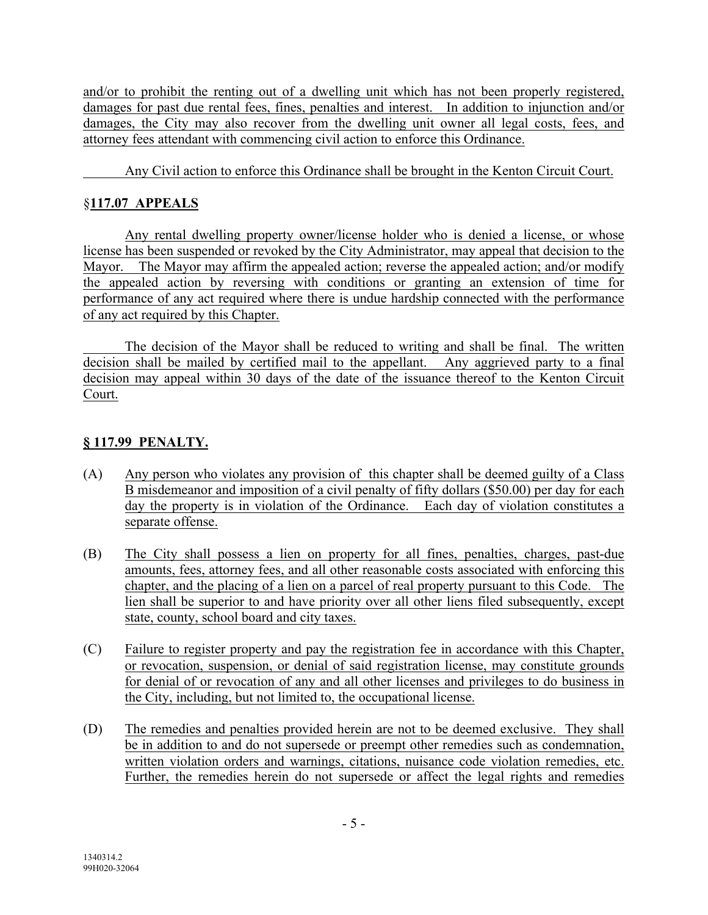and/or to prohibit the renting out of a dwelling unit which has not been properly registered, damages for past due rental fees, fines, penalties and interest. In addition to injunction and/or damages, the City may also recover from the dwelling unit owner all legal costs, fees, and attorney fees attendant with commencing civil action to enforce this Ordinance.

Any Civil action to enforce this Ordinance shall be brought in the Kenton Circuit Court.

## §117.07 APPEALS

Any rental dwelling property owner/license holder who is denied a license, or whose license has been suspended or revoked by the City Administrator, may appeal that decision to the Mayor. The Mayor may affirm the appealed action; reverse the appealed action; and/or modify the appealed action by reversing with conditions or granting an extension of time for performance of any act required where there is undue hardship connected with the performance of any act required by this Chapter.

The decision of the Mayor shall be reduced to writing and shall be final. The written decision shall be mailed by certified mail to the appellant. Any aggrieved party to a final decision may appeal within 30 days of the date of the issuance thereof to the Kenton Circuit Court.

## § 117.99 PENALTY.

(A) Any person who violates any provision of this chapter shall be deemed guilty of a Class B misdemeanor and imposition of a civil penalty of fifty dollars ($50.00) per day for each day the property is in violation of the Ordinance. Each day of violation constitutes a separate offense.

(B) The City shall possess a lien on property for all fines, penalties, charges, past-due amounts, fees, attorney fees, and all other reasonable costs associated with enforcing this chapter, and the placing of a lien on a parcel of real property pursuant to this Code. The lien shall be superior to and have priority over all other liens filed subsequently, except state, county, school board and city taxes.

(C) Failure to register property and pay the registration fee in accordance with this Chapter, or revocation, suspension, or denial of said registration license, may constitute grounds for denial of or revocation of any and all other licenses and privileges to do business in the City, including, but not limited to, the occupational license.

(D) The remedies and penalties provided herein are not to be deemed exclusive. They shall be in addition to and do not supersede or preempt other remedies such as condemnation, written violation orders and warnings, citations, nuisance code violation remedies, etc. Further, the remedies herein do not supersede or affect the legal rights and remedies

1340314.2
99H020-32064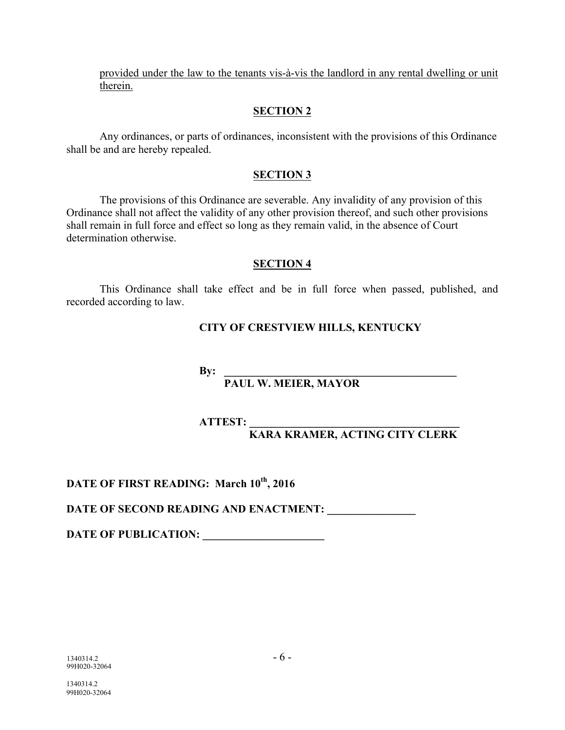<u>provided under the law to the tenants vis-à-vis the landlord in any rental dwelling or unit therein.</u>

## SECTION 2

Any ordinances, or parts of ordinances, inconsistent with the provisions of this Ordinance shall be and are hereby repealed.

## SECTION 3

The provisions of this Ordinance are severable. Any invalidity of any provision of this Ordinance shall not affect the validity of any other provision thereof, and such other provisions shall remain in full force and effect so long as they remain valid, in the absence of Court determination otherwise.

## SECTION 4

This Ordinance shall take effect and be in full force when passed, published, and recorded according to law.

**CITY OF CRESTVIEW HILLS, KENTUCKY**

**By: ____________________________________________**
**PAUL W. MEIER, MAYOR**

**ATTEST: ______________________________________**
**KARA KRAMER, ACTING CITY CLERK**

**DATE OF FIRST READING: March 10th, 2016**

**DATE OF SECOND READING AND ENACTMENT: ________________**

**DATE OF PUBLICATION: ______________________**

1340314.2
99H020-32064

1340314.2
99H020-32064